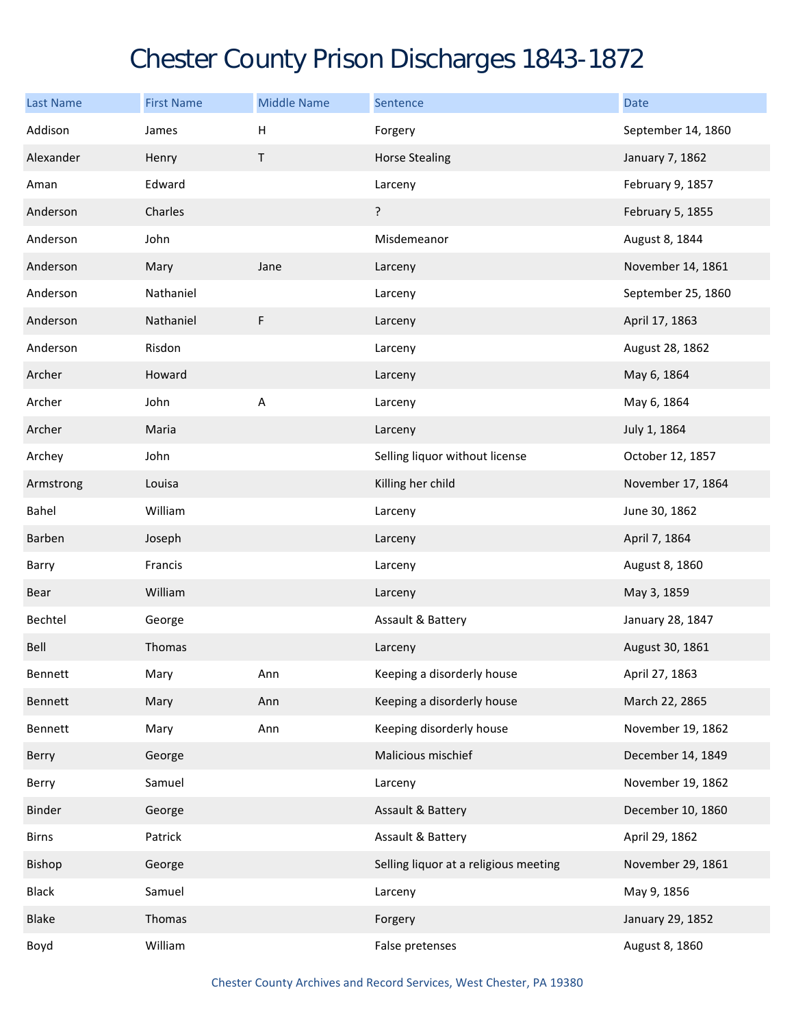# Chester County Prison Discharges 1843-1872

| Last Name | First Name | Middle Name | Sentence | Date |
|---|---|---|---|---|
| Addison | James | H | Forgery | September 14, 1860 |
| Alexander | Henry | T | Horse Stealing | January 7, 1862 |
| Aman | Edward | | Larceny | February 9, 1857 |
| Anderson | Charles | | ? | February 5, 1855 |
| Anderson | John | | Misdemeanor | August 8, 1844 |
| Anderson | Mary | Jane | Larceny | November 14, 1861 |
| Anderson | Nathaniel | | Larceny | September 25, 1860 |
| Anderson | Nathaniel | F | Larceny | April 17, 1863 |
| Anderson | Risdon | | Larceny | August 28, 1862 |
| Archer | Howard | | Larceny | May 6, 1864 |
| Archer | John | A | Larceny | May 6, 1864 |
| Archer | Maria | | Larceny | July 1, 1864 |
| Archey | John | | Selling liquor without license | October 12, 1857 |
| Armstrong | Louisa | | Killing her child | November 17, 1864 |
| Bahel | William | | Larceny | June 30, 1862 |
| Barben | Joseph | | Larceny | April 7, 1864 |
| Barry | Francis | | Larceny | August 8, 1860 |
| Bear | William | | Larceny | May 3, 1859 |
| Bechtel | George | | Assault & Battery | January 28, 1847 |
| Bell | Thomas | | Larceny | August 30, 1861 |
| Bennett | Mary | Ann | Keeping a disorderly house | April 27, 1863 |
| Bennett | Mary | Ann | Keeping a disorderly house | March 22, 2865 |
| Bennett | Mary | Ann | Keeping disorderly house | November 19, 1862 |
| Berry | George | | Malicious mischief | December 14, 1849 |
| Berry | Samuel | | Larceny | November 19, 1862 |
| Binder | George | | Assault & Battery | December 10, 1860 |
| Birns | Patrick | | Assault & Battery | April 29, 1862 |
| Bishop | George | | Selling liquor at a religious meeting | November 29, 1861 |
| Black | Samuel | | Larceny | May 9, 1856 |
| Blake | Thomas | | Forgery | January 29, 1852 |
| Boyd | William | | False pretenses | August 8, 1860 |

Chester County Archives and Record Services, West Chester, PA 19380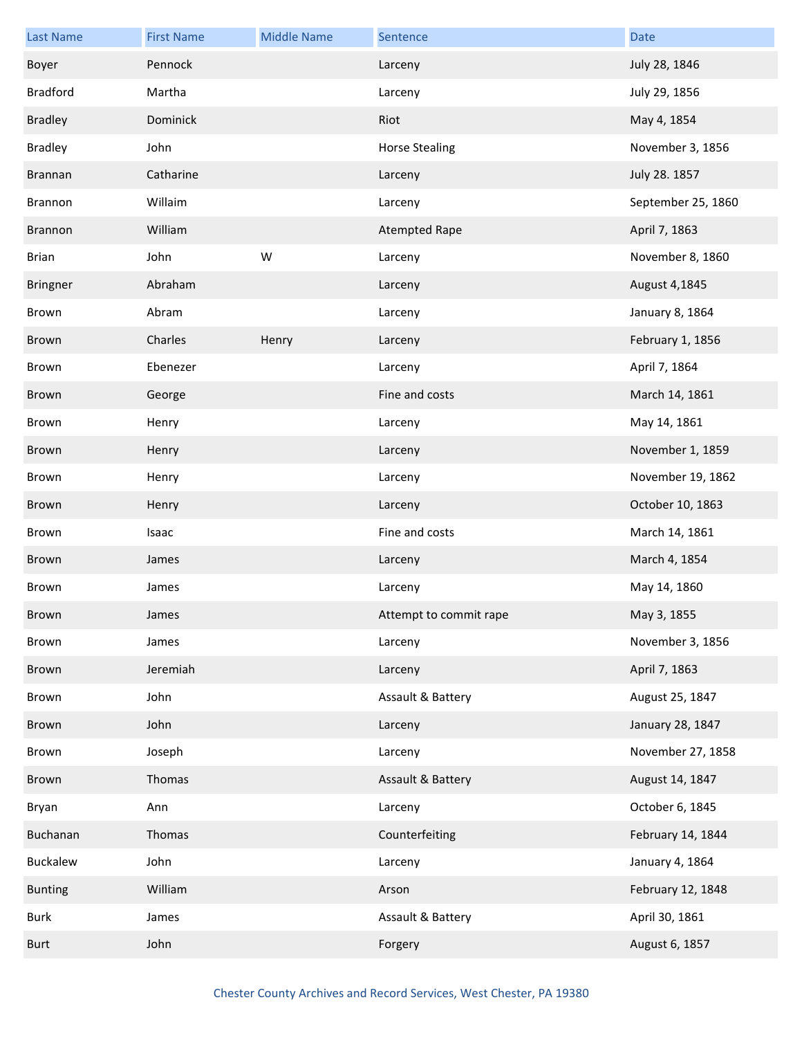| Last Name | First Name | Middle Name | Sentence | Date |
|---|---|---|---|---|
| Boyer | Pennock | | Larceny | July 28, 1846 |
| Bradford | Martha | | Larceny | July 29, 1856 |
| Bradley | Dominick | | Riot | May 4, 1854 |
| Bradley | John | | Horse Stealing | November 3, 1856 |
| Brannan | Catharine | | Larceny | July 28. 1857 |
| Brannon | Willaim | | Larceny | September 25, 1860 |
| Brannon | William | | Atempted Rape | April 7, 1863 |
| Brian | John | W | Larceny | November 8, 1860 |
| Bringner | Abraham | | Larceny | August 4,1845 |
| Brown | Abram | | Larceny | January 8, 1864 |
| Brown | Charles | Henry | Larceny | February 1, 1856 |
| Brown | Ebenezer | | Larceny | April 7, 1864 |
| Brown | George | | Fine and costs | March 14, 1861 |
| Brown | Henry | | Larceny | May 14, 1861 |
| Brown | Henry | | Larceny | November 1, 1859 |
| Brown | Henry | | Larceny | November 19, 1862 |
| Brown | Henry | | Larceny | October 10, 1863 |
| Brown | Isaac | | Fine and costs | March 14, 1861 |
| Brown | James | | Larceny | March 4, 1854 |
| Brown | James | | Larceny | May 14, 1860 |
| Brown | James | | Attempt to commit rape | May 3, 1855 |
| Brown | James | | Larceny | November 3, 1856 |
| Brown | Jeremiah | | Larceny | April 7, 1863 |
| Brown | John | | Assault & Battery | August 25, 1847 |
| Brown | John | | Larceny | January 28, 1847 |
| Brown | Joseph | | Larceny | November 27, 1858 |
| Brown | Thomas | | Assault & Battery | August 14, 1847 |
| Bryan | Ann | | Larceny | October 6, 1845 |
| Buchanan | Thomas | | Counterfeiting | February 14, 1844 |
| Buckalew | John | | Larceny | January 4, 1864 |
| Bunting | William | | Arson | February 12, 1848 |
| Burk | James | | Assault & Battery | April 30, 1861 |
| Burt | John | | Forgery | August 6, 1857 |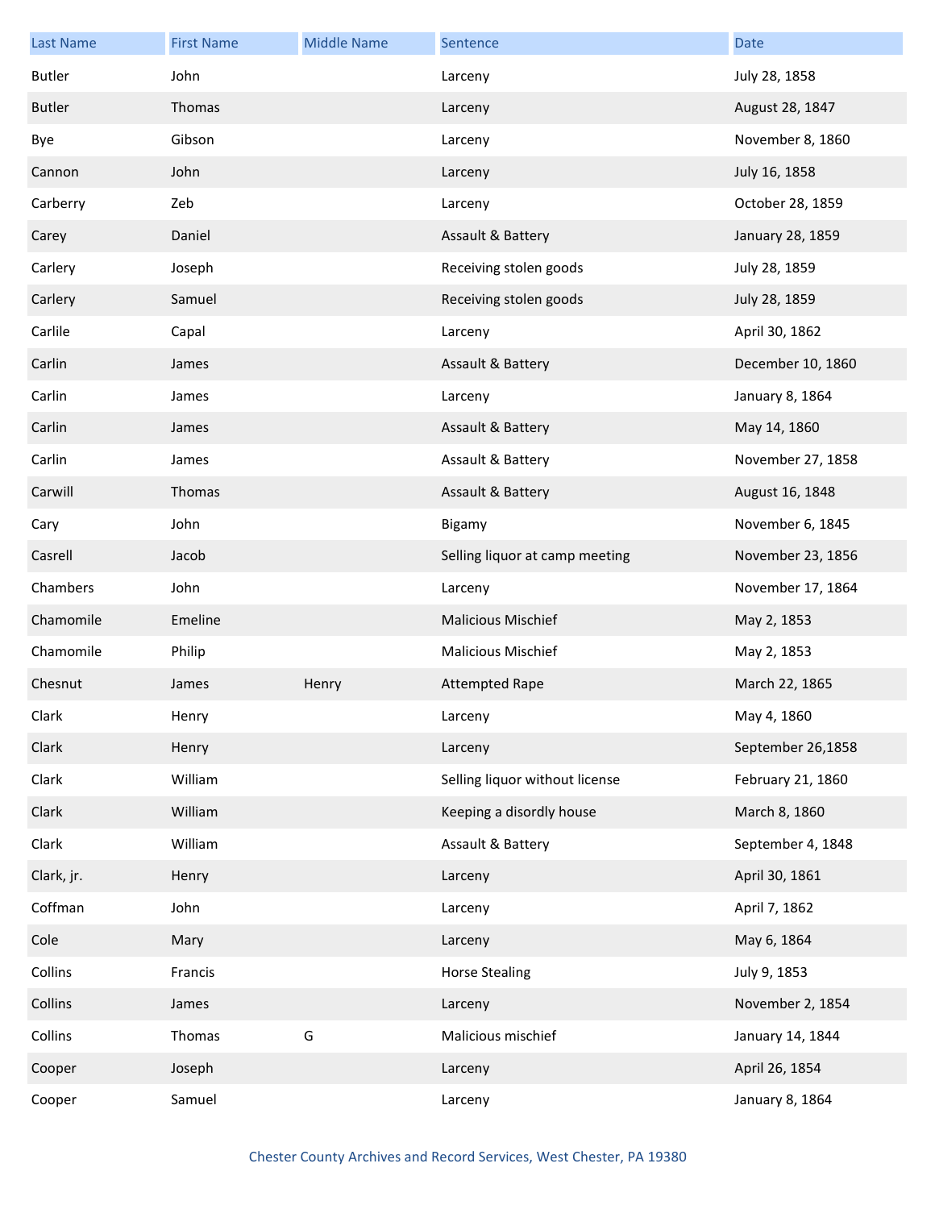| Last Name | First Name | Middle Name | Sentence | Date |
|---|---|---|---|---|
| Butler | John | | Larceny | July 28, 1858 |
| Butler | Thomas | | Larceny | August 28, 1847 |
| Bye | Gibson | | Larceny | November 8, 1860 |
| Cannon | John | | Larceny | July 16, 1858 |
| Carberry | Zeb | | Larceny | October 28, 1859 |
| Carey | Daniel | | Assault & Battery | January 28, 1859 |
| Carlery | Joseph | | Receiving stolen goods | July 28, 1859 |
| Carlery | Samuel | | Receiving stolen goods | July 28, 1859 |
| Carlile | Capal | | Larceny | April 30, 1862 |
| Carlin | James | | Assault & Battery | December 10, 1860 |
| Carlin | James | | Larceny | January 8, 1864 |
| Carlin | James | | Assault & Battery | May 14, 1860 |
| Carlin | James | | Assault & Battery | November 27, 1858 |
| Carwill | Thomas | | Assault & Battery | August 16, 1848 |
| Cary | John | | Bigamy | November 6, 1845 |
| Casrell | Jacob | | Selling liquor at camp meeting | November 23, 1856 |
| Chambers | John | | Larceny | November 17, 1864 |
| Chamomile | Emeline | | Malicious Mischief | May 2, 1853 |
| Chamomile | Philip | | Malicious Mischief | May 2, 1853 |
| Chesnut | James | Henry | Attempted Rape | March 22, 1865 |
| Clark | Henry | | Larceny | May 4, 1860 |
| Clark | Henry | | Larceny | September 26,1858 |
| Clark | William | | Selling liquor without license | February 21, 1860 |
| Clark | William | | Keeping a disordly house | March 8, 1860 |
| Clark | William | | Assault & Battery | September 4, 1848 |
| Clark, jr. | Henry | | Larceny | April 30, 1861 |
| Coffman | John | | Larceny | April 7, 1862 |
| Cole | Mary | | Larceny | May 6, 1864 |
| Collins | Francis | | Horse Stealing | July 9, 1853 |
| Collins | James | | Larceny | November 2, 1854 |
| Collins | Thomas | G | Malicious mischief | January 14, 1844 |
| Cooper | Joseph | | Larceny | April 26, 1854 |
| Cooper | Samuel | | Larceny | January 8, 1864 |

Chester County Archives and Record Services, West Chester, PA 19380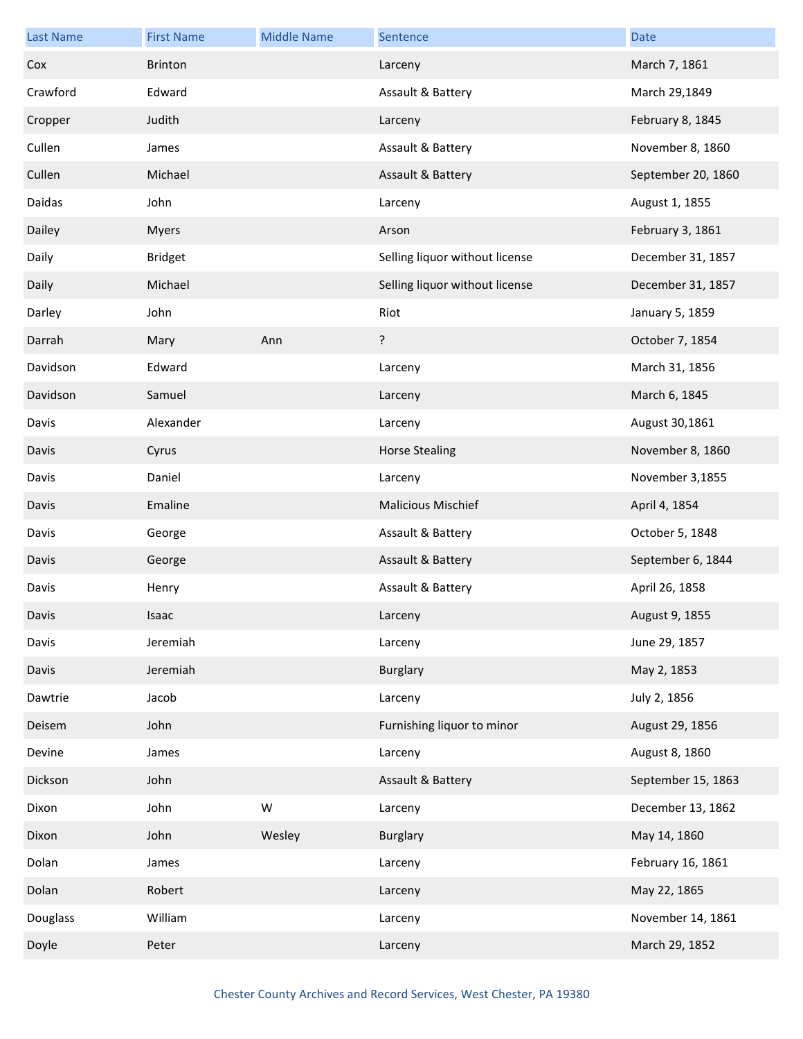| Last Name | First Name | Middle Name | Sentence | Date |
| --- | --- | --- | --- | --- |
| Cox | Brinton | | Larceny | March 7, 1861 |
| Crawford | Edward | | Assault & Battery | March 29,1849 |
| Cropper | Judith | | Larceny | February 8, 1845 |
| Cullen | James | | Assault & Battery | November 8, 1860 |
| Cullen | Michael | | Assault & Battery | September 20, 1860 |
| Daidas | John | | Larceny | August 1, 1855 |
| Dailey | Myers | | Arson | February 3, 1861 |
| Daily | Bridget | | Selling liquor without license | December 31, 1857 |
| Daily | Michael | | Selling liquor without license | December 31, 1857 |
| Darley | John | | Riot | January 5, 1859 |
| Darrah | Mary | Ann | ? | October 7, 1854 |
| Davidson | Edward | | Larceny | March 31, 1856 |
| Davidson | Samuel | | Larceny | March 6, 1845 |
| Davis | Alexander | | Larceny | August 30,1861 |
| Davis | Cyrus | | Horse Stealing | November 8, 1860 |
| Davis | Daniel | | Larceny | November 3,1855 |
| Davis | Emaline | | Malicious Mischief | April 4, 1854 |
| Davis | George | | Assault & Battery | October 5, 1848 |
| Davis | George | | Assault & Battery | September 6, 1844 |
| Davis | Henry | | Assault & Battery | April 26, 1858 |
| Davis | Isaac | | Larceny | August 9, 1855 |
| Davis | Jeremiah | | Larceny | June 29, 1857 |
| Davis | Jeremiah | | Burglary | May 2, 1853 |
| Dawtrie | Jacob | | Larceny | July 2, 1856 |
| Deisem | John | | Furnishing liquor to minor | August 29, 1856 |
| Devine | James | | Larceny | August 8, 1860 |
| Dickson | John | | Assault & Battery | September 15, 1863 |
| Dixon | John | W | Larceny | December 13, 1862 |
| Dixon | John | Wesley | Burglary | May 14, 1860 |
| Dolan | James | | Larceny | February 16, 1861 |
| Dolan | Robert | | Larceny | May 22, 1865 |
| Douglass | William | | Larceny | November 14, 1861 |
| Doyle | Peter | | Larceny | March 29, 1852 |

Chester County Archives and Record Services, West Chester, PA 19380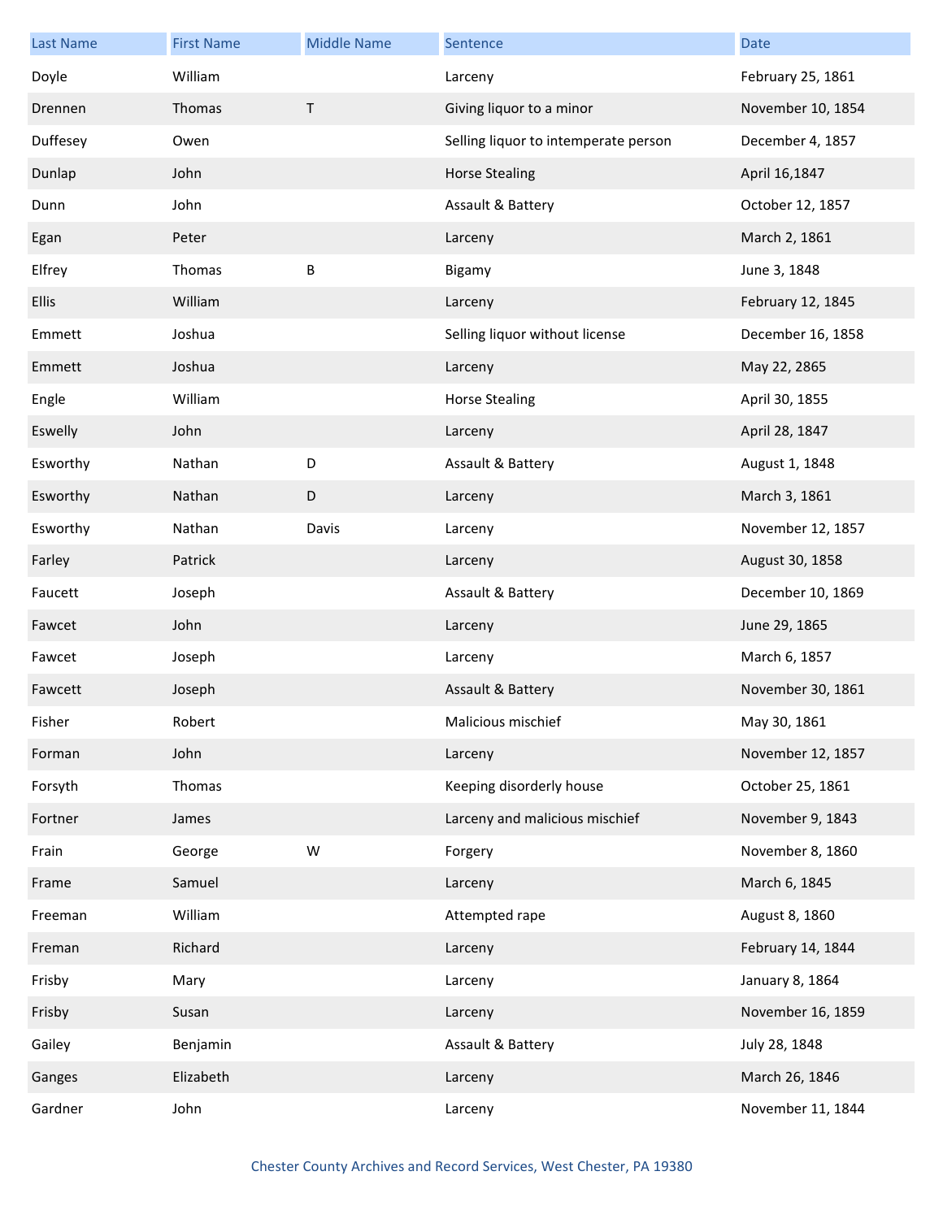| Last Name | First Name | Middle Name | Sentence | Date |
|---|---|---|---|---|
| Doyle | William | | Larceny | February 25, 1861 |
| Drennen | Thomas | T | Giving liquor to a minor | November 10, 1854 |
| Duffesey | Owen | | Selling liquor to intemperate person | December 4, 1857 |
| Dunlap | John | | Horse Stealing | April 16,1847 |
| Dunn | John | | Assault & Battery | October 12, 1857 |
| Egan | Peter | | Larceny | March 2, 1861 |
| Elfrey | Thomas | B | Bigamy | June 3, 1848 |
| Ellis | William | | Larceny | February 12, 1845 |
| Emmett | Joshua | | Selling liquor without license | December 16, 1858 |
| Emmett | Joshua | | Larceny | May 22, 2865 |
| Engle | William | | Horse Stealing | April 30, 1855 |
| Eswelly | John | | Larceny | April 28, 1847 |
| Esworthy | Nathan | D | Assault & Battery | August 1, 1848 |
| Esworthy | Nathan | D | Larceny | March 3, 1861 |
| Esworthy | Nathan | Davis | Larceny | November 12, 1857 |
| Farley | Patrick | | Larceny | August 30, 1858 |
| Faucett | Joseph | | Assault & Battery | December 10, 1869 |
| Fawcet | John | | Larceny | June 29, 1865 |
| Fawcet | Joseph | | Larceny | March 6, 1857 |
| Fawcett | Joseph | | Assault & Battery | November 30, 1861 |
| Fisher | Robert | | Malicious mischief | May 30, 1861 |
| Forman | John | | Larceny | November 12, 1857 |
| Forsyth | Thomas | | Keeping disorderly house | October 25, 1861 |
| Fortner | James | | Larceny and malicious mischief | November 9, 1843 |
| Frain | George | W | Forgery | November 8, 1860 |
| Frame | Samuel | | Larceny | March 6, 1845 |
| Freeman | William | | Attempted rape | August 8, 1860 |
| Freman | Richard | | Larceny | February 14, 1844 |
| Frisby | Mary | | Larceny | January 8, 1864 |
| Frisby | Susan | | Larceny | November 16, 1859 |
| Gailey | Benjamin | | Assault & Battery | July 28, 1848 |
| Ganges | Elizabeth | | Larceny | March 26, 1846 |
| Gardner | John | | Larceny | November 11, 1844 |

Chester County Archives and Record Services, West Chester, PA 19380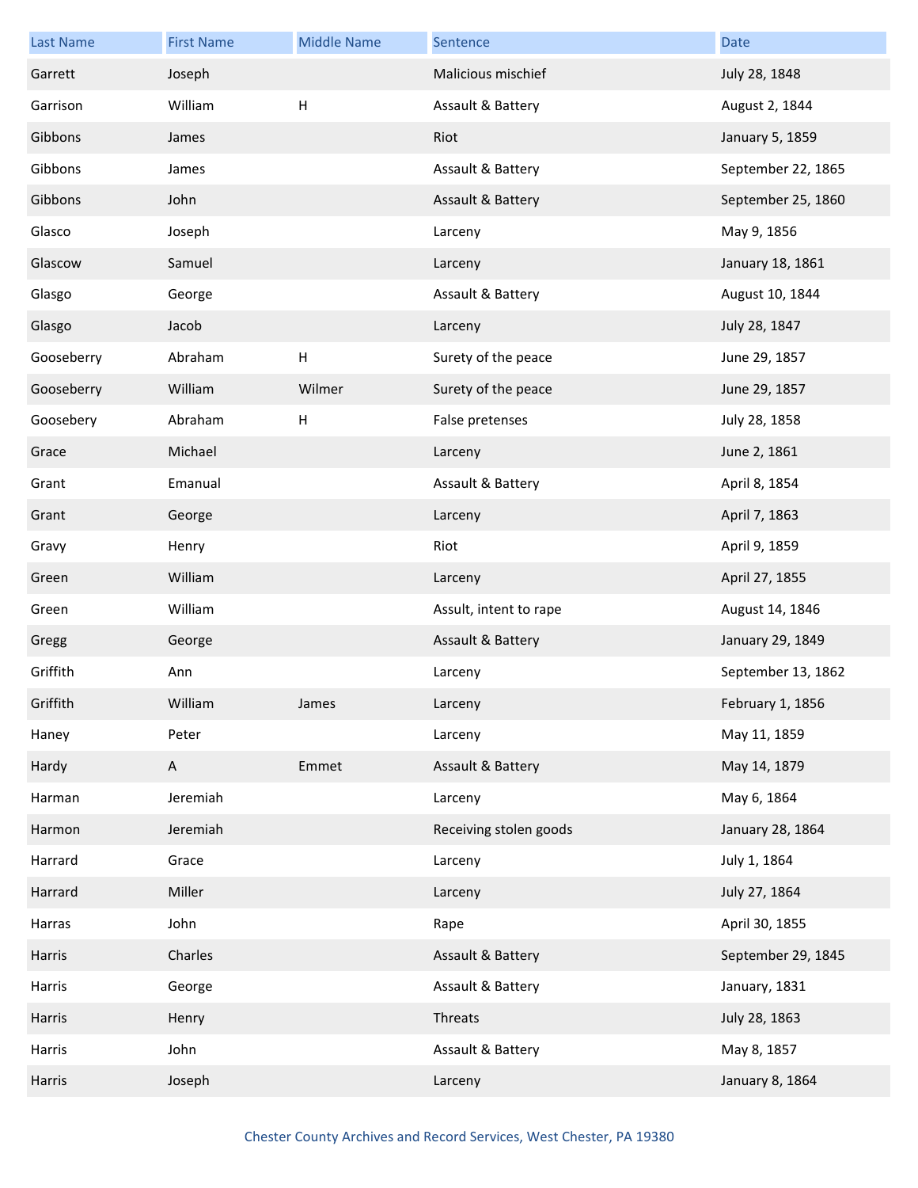| Last Name | First Name | Middle Name | Sentence | Date |
| --- | --- | --- | --- | --- |
| Garrett | Joseph | | Malicious mischief | July 28, 1848 |
| Garrison | William | H | Assault & Battery | August 2, 1844 |
| Gibbons | James | | Riot | January 5, 1859 |
| Gibbons | James | | Assault & Battery | September 22, 1865 |
| Gibbons | John | | Assault & Battery | September 25, 1860 |
| Glasco | Joseph | | Larceny | May 9, 1856 |
| Glascow | Samuel | | Larceny | January 18, 1861 |
| Glasgo | George | | Assault & Battery | August 10, 1844 |
| Glasgo | Jacob | | Larceny | July 28, 1847 |
| Gooseberry | Abraham | H | Surety of the peace | June 29, 1857 |
| Gooseberry | William | Wilmer | Surety of the peace | June 29, 1857 |
| Goosebery | Abraham | H | False pretenses | July 28, 1858 |
| Grace | Michael | | Larceny | June 2, 1861 |
| Grant | Emanual | | Assault & Battery | April 8, 1854 |
| Grant | George | | Larceny | April 7, 1863 |
| Gravy | Henry | | Riot | April 9, 1859 |
| Green | William | | Larceny | April 27, 1855 |
| Green | William | | Assult, intent to rape | August 14, 1846 |
| Gregg | George | | Assault & Battery | January 29, 1849 |
| Griffith | Ann | | Larceny | September 13, 1862 |
| Griffith | William | James | Larceny | February 1, 1856 |
| Haney | Peter | | Larceny | May 11, 1859 |
| Hardy | A | Emmet | Assault & Battery | May 14, 1879 |
| Harman | Jeremiah | | Larceny | May 6, 1864 |
| Harmon | Jeremiah | | Receiving stolen goods | January 28, 1864 |
| Harrard | Grace | | Larceny | July 1, 1864 |
| Harrard | Miller | | Larceny | July 27, 1864 |
| Harras | John | | Rape | April 30, 1855 |
| Harris | Charles | | Assault & Battery | September 29, 1845 |
| Harris | George | | Assault & Battery | January, 1831 |
| Harris | Henry | | Threats | July 28, 1863 |
| Harris | John | | Assault & Battery | May 8, 1857 |
| Harris | Joseph | | Larceny | January 8, 1864 |

Chester County Archives and Record Services, West Chester, PA 19380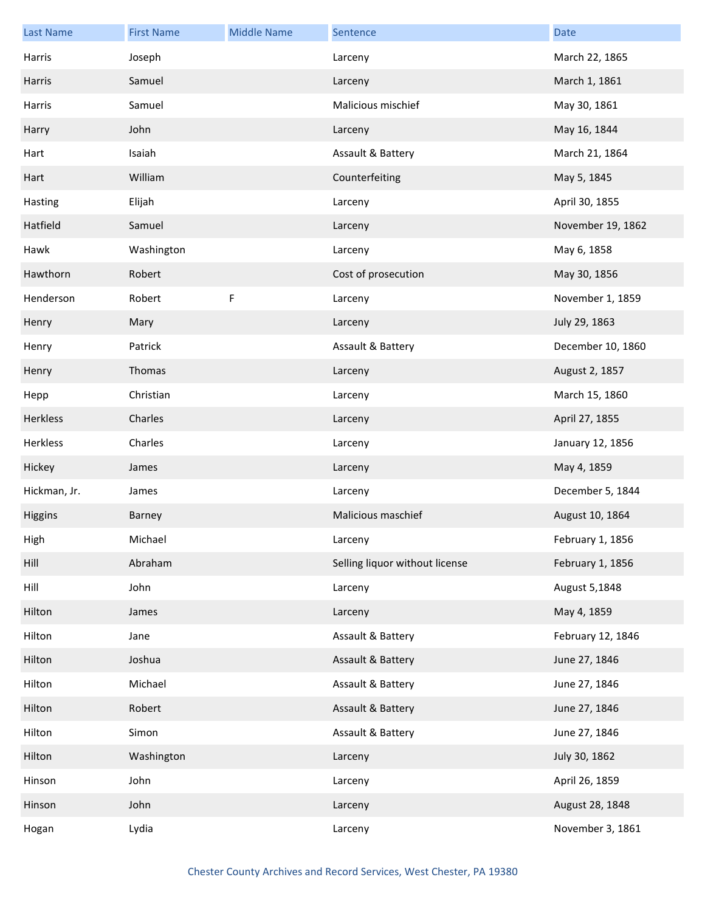| Last Name | First Name | Middle Name | Sentence | Date |
|---|---|---|---|---|
| Harris | Joseph | | Larceny | March 22, 1865 |
| Harris | Samuel | | Larceny | March 1, 1861 |
| Harris | Samuel | | Malicious mischief | May 30, 1861 |
| Harry | John | | Larceny | May 16, 1844 |
| Hart | Isaiah | | Assault & Battery | March 21, 1864 |
| Hart | William | | Counterfeiting | May 5, 1845 |
| Hasting | Elijah | | Larceny | April 30, 1855 |
| Hatfield | Samuel | | Larceny | November 19, 1862 |
| Hawk | Washington | | Larceny | May 6, 1858 |
| Hawthorn | Robert | | Cost of prosecution | May 30, 1856 |
| Henderson | Robert | F | Larceny | November 1, 1859 |
| Henry | Mary | | Larceny | July 29, 1863 |
| Henry | Patrick | | Assault & Battery | December 10, 1860 |
| Henry | Thomas | | Larceny | August 2, 1857 |
| Hepp | Christian | | Larceny | March 15, 1860 |
| Herkless | Charles | | Larceny | April 27, 1855 |
| Herkless | Charles | | Larceny | January 12, 1856 |
| Hickey | James | | Larceny | May 4, 1859 |
| Hickman, Jr. | James | | Larceny | December 5, 1844 |
| Higgins | Barney | | Malicious maschief | August 10, 1864 |
| High | Michael | | Larceny | February 1, 1856 |
| Hill | Abraham | | Selling liquor without license | February 1, 1856 |
| Hill | John | | Larceny | August 5,1848 |
| Hilton | James | | Larceny | May 4, 1859 |
| Hilton | Jane | | Assault & Battery | February 12, 1846 |
| Hilton | Joshua | | Assault & Battery | June 27, 1846 |
| Hilton | Michael | | Assault & Battery | June 27, 1846 |
| Hilton | Robert | | Assault & Battery | June 27, 1846 |
| Hilton | Simon | | Assault & Battery | June 27, 1846 |
| Hilton | Washington | | Larceny | July 30, 1862 |
| Hinson | John | | Larceny | April 26, 1859 |
| Hinson | John | | Larceny | August 28, 1848 |
| Hogan | Lydia | | Larceny | November 3, 1861 |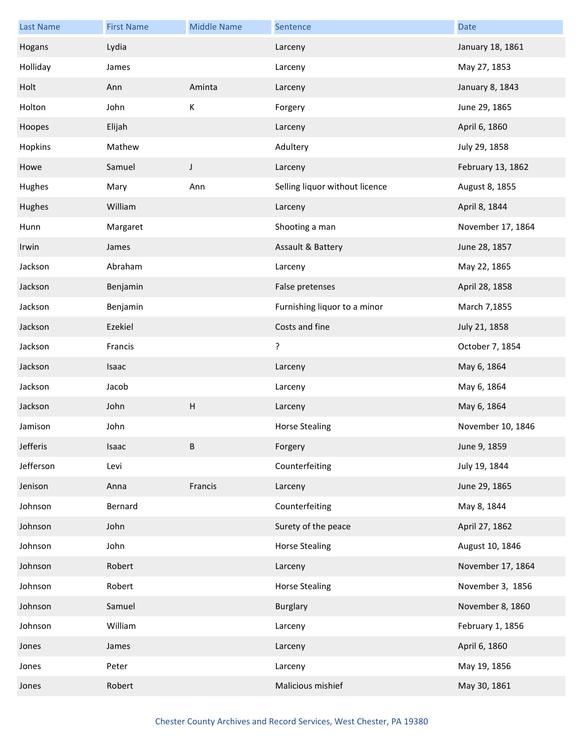| Last Name | First Name | Middle Name | Sentence | Date |
|---|---|---|---|---|
| Hogans | Lydia | | Larceny | January 18, 1861 |
| Holliday | James | | Larceny | May 27, 1853 |
| Holt | Ann | Aminta | Larceny | January 8, 1843 |
| Holton | John | K | Forgery | June 29, 1865 |
| Hoopes | Elijah | | Larceny | April 6, 1860 |
| Hopkins | Mathew | | Adultery | July 29, 1858 |
| Howe | Samuel | J | Larceny | February 13, 1862 |
| Hughes | Mary | Ann | Selling liquor without licence | August 8, 1855 |
| Hughes | William | | Larceny | April 8, 1844 |
| Hunn | Margaret | | Shooting a man | November 17, 1864 |
| Irwin | James | | Assault & Battery | June 28, 1857 |
| Jackson | Abraham | | Larceny | May 22, 1865 |
| Jackson | Benjamin | | False pretenses | April 28, 1858 |
| Jackson | Benjamin | | Furnishing liquor to a minor | March 7,1855 |
| Jackson | Ezekiel | | Costs and fine | July 21, 1858 |
| Jackson | Francis | | ? | October 7, 1854 |
| Jackson | Isaac | | Larceny | May 6, 1864 |
| Jackson | Jacob | | Larceny | May 6, 1864 |
| Jackson | John | H | Larceny | May 6, 1864 |
| Jamison | John | | Horse Stealing | November 10, 1846 |
| Jefferis | Isaac | B | Forgery | June 9, 1859 |
| Jefferson | Levi | | Counterfeiting | July 19, 1844 |
| Jenison | Anna | Francis | Larceny | June 29, 1865 |
| Johnson | Bernard | | Counterfeiting | May 8, 1844 |
| Johnson | John | | Surety of the peace | April 27, 1862 |
| Johnson | John | | Horse Stealing | August 10, 1846 |
| Johnson | Robert | | Larceny | November 17, 1864 |
| Johnson | Robert | | Horse Stealing | November 3, 1856 |
| Johnson | Samuel | | Burglary | November 8, 1860 |
| Johnson | William | | Larceny | February 1, 1856 |
| Jones | James | | Larceny | April 6, 1860 |
| Jones | Peter | | Larceny | May 19, 1856 |
| Jones | Robert | | Malicious mishief | May 30, 1861 |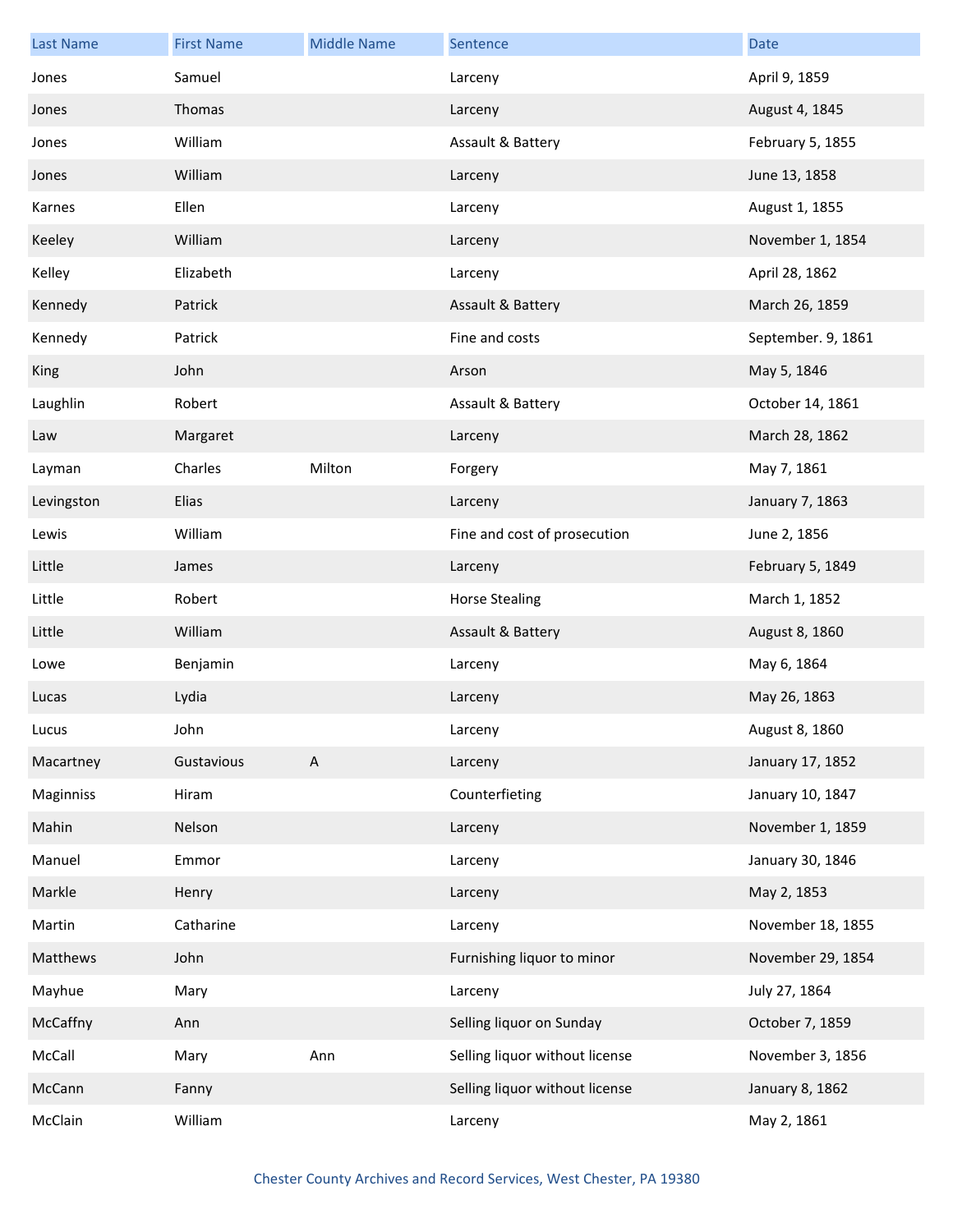| Last Name | First Name | Middle Name | Sentence | Date |
|---|---|---|---|---|
| Jones | Samuel | | Larceny | April 9, 1859 |
| Jones | Thomas | | Larceny | August 4, 1845 |
| Jones | William | | Assault & Battery | February 5, 1855 |
| Jones | William | | Larceny | June 13, 1858 |
| Karnes | Ellen | | Larceny | August 1, 1855 |
| Keeley | William | | Larceny | November 1, 1854 |
| Kelley | Elizabeth | | Larceny | April 28, 1862 |
| Kennedy | Patrick | | Assault & Battery | March 26, 1859 |
| Kennedy | Patrick | | Fine and costs | September. 9, 1861 |
| King | John | | Arson | May 5, 1846 |
| Laughlin | Robert | | Assault & Battery | October 14, 1861 |
| Law | Margaret | | Larceny | March 28, 1862 |
| Layman | Charles | Milton | Forgery | May 7, 1861 |
| Levingston | Elias | | Larceny | January 7, 1863 |
| Lewis | William | | Fine and cost of prosecution | June 2, 1856 |
| Little | James | | Larceny | February 5, 1849 |
| Little | Robert | | Horse Stealing | March 1, 1852 |
| Little | William | | Assault & Battery | August 8, 1860 |
| Lowe | Benjamin | | Larceny | May 6, 1864 |
| Lucas | Lydia | | Larceny | May 26, 1863 |
| Lucus | John | | Larceny | August 8, 1860 |
| Macartney | Gustavious | A | Larceny | January 17, 1852 |
| Maginniss | Hiram | | Counterfieting | January 10, 1847 |
| Mahin | Nelson | | Larceny | November 1, 1859 |
| Manuel | Emmor | | Larceny | January 30, 1846 |
| Markle | Henry | | Larceny | May 2, 1853 |
| Martin | Catharine | | Larceny | November 18, 1855 |
| Matthews | John | | Furnishing liquor to minor | November 29, 1854 |
| Mayhue | Mary | | Larceny | July 27, 1864 |
| McCaffny | Ann | | Selling liquor on Sunday | October 7, 1859 |
| McCall | Mary | Ann | Selling liquor without license | November 3, 1856 |
| McCann | Fanny | | Selling liquor without license | January 8, 1862 |
| McClain | William | | Larceny | May 2, 1861 |

Chester County Archives and Record Services, West Chester, PA 19380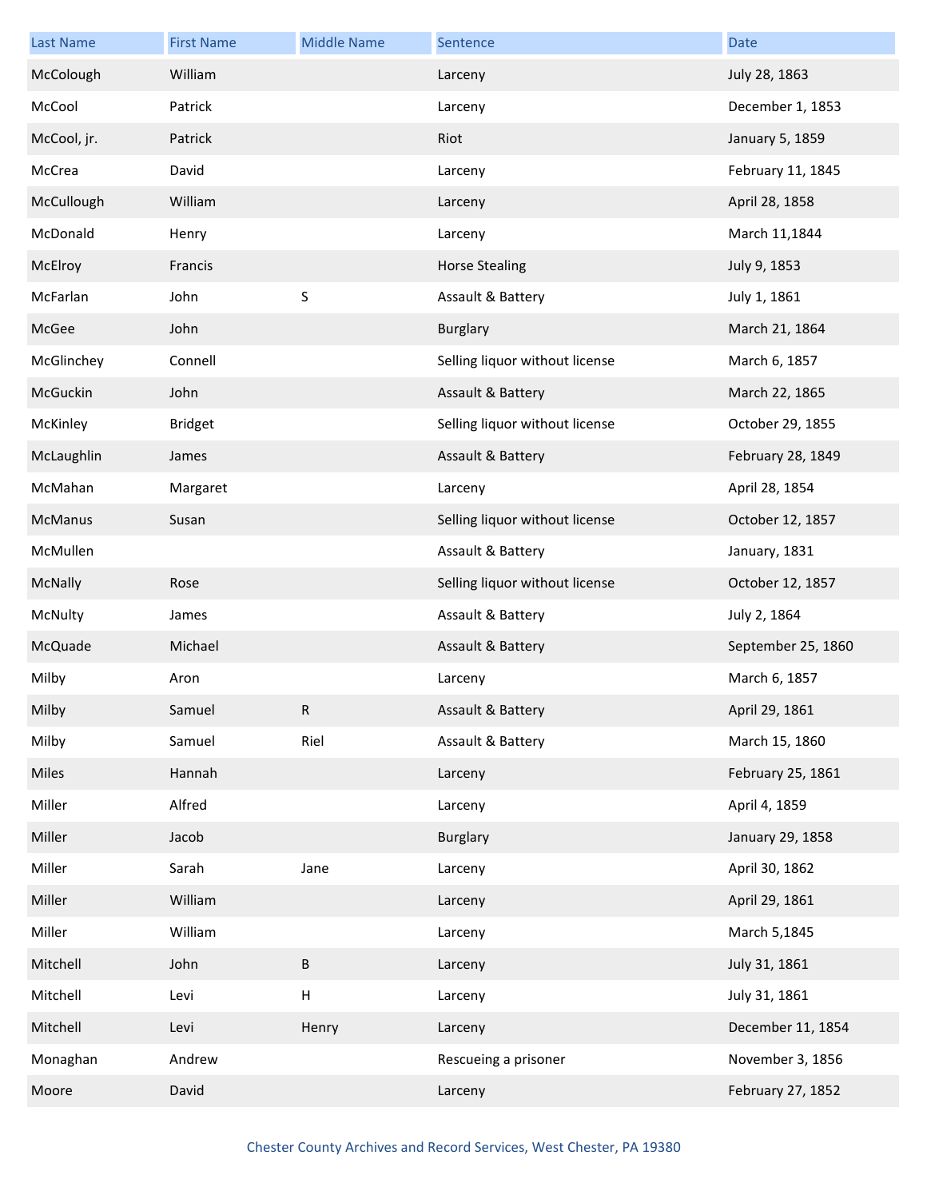| Last Name | First Name | Middle Name | Sentence | Date |
|---|---|---|---|---|
| McColough | William | | Larceny | July 28, 1863 |
| McCool | Patrick | | Larceny | December 1, 1853 |
| McCool, jr. | Patrick | | Riot | January 5, 1859 |
| McCrea | David | | Larceny | February 11, 1845 |
| McCullough | William | | Larceny | April 28, 1858 |
| McDonald | Henry | | Larceny | March 11,1844 |
| McElroy | Francis | | Horse Stealing | July 9, 1853 |
| McFarlan | John | S | Assault & Battery | July 1, 1861 |
| McGee | John | | Burglary | March 21, 1864 |
| McGlinchey | Connell | | Selling liquor without license | March 6, 1857 |
| McGuckin | John | | Assault & Battery | March 22, 1865 |
| McKinley | Bridget | | Selling liquor without license | October 29, 1855 |
| McLaughlin | James | | Assault & Battery | February 28, 1849 |
| McMahan | Margaret | | Larceny | April 28, 1854 |
| McManus | Susan | | Selling liquor without license | October 12, 1857 |
| McMullen | | | Assault & Battery | January, 1831 |
| McNally | Rose | | Selling liquor without license | October 12, 1857 |
| McNulty | James | | Assault & Battery | July 2, 1864 |
| McQuade | Michael | | Assault & Battery | September 25, 1860 |
| Milby | Aron | | Larceny | March 6, 1857 |
| Milby | Samuel | R | Assault & Battery | April 29, 1861 |
| Milby | Samuel | Riel | Assault & Battery | March 15, 1860 |
| Miles | Hannah | | Larceny | February 25, 1861 |
| Miller | Alfred | | Larceny | April 4, 1859 |
| Miller | Jacob | | Burglary | January 29, 1858 |
| Miller | Sarah | Jane | Larceny | April 30, 1862 |
| Miller | William | | Larceny | April 29, 1861 |
| Miller | William | | Larceny | March 5,1845 |
| Mitchell | John | B | Larceny | July 31, 1861 |
| Mitchell | Levi | H | Larceny | July 31, 1861 |
| Mitchell | Levi | Henry | Larceny | December 11, 1854 |
| Monaghan | Andrew | | Rescueing a prisoner | November 3, 1856 |
| Moore | David | | Larceny | February 27, 1852 |

Chester County Archives and Record Services, West Chester, PA 19380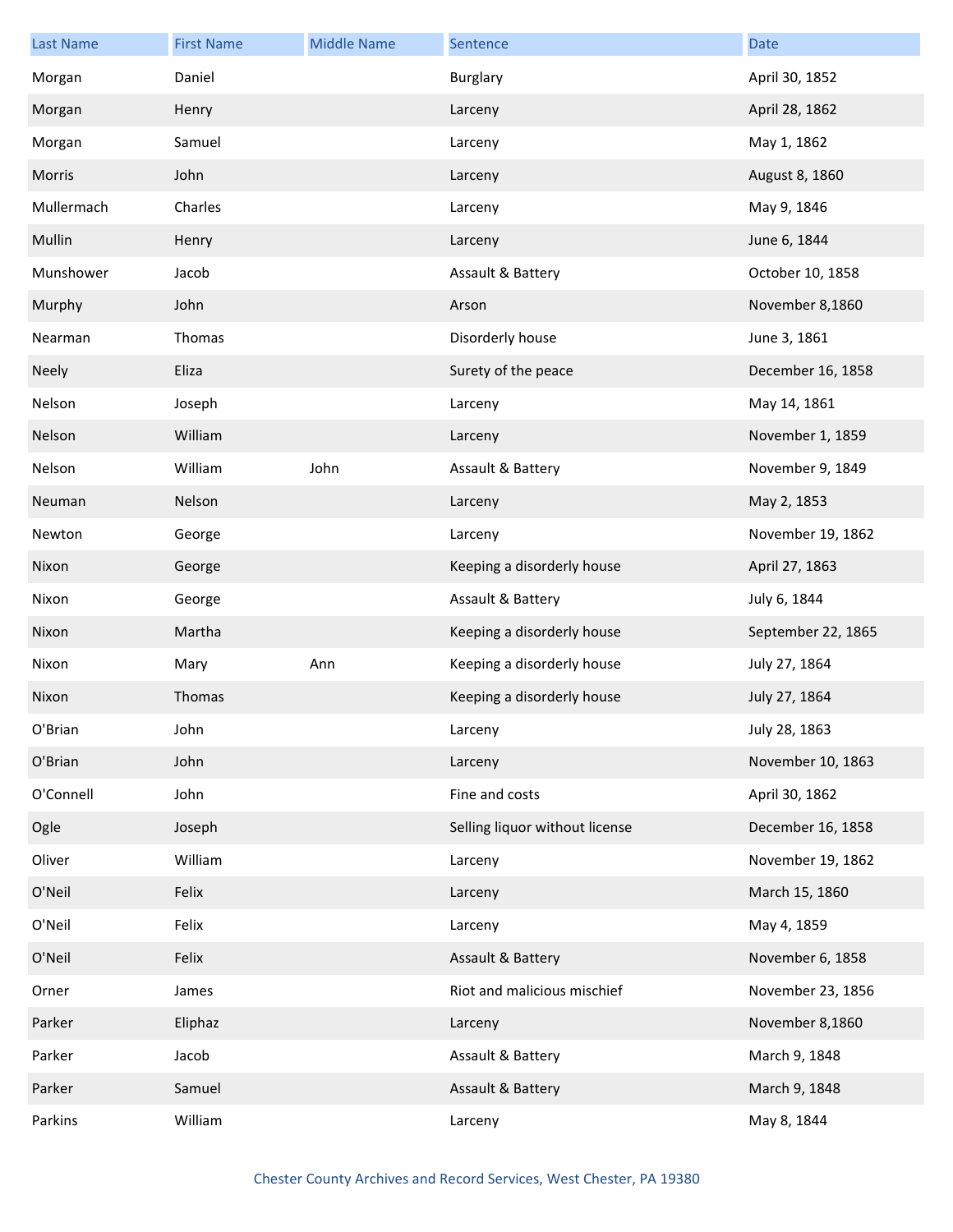| Last Name | First Name | Middle Name | Sentence | Date |
|---|---|---|---|---|
| Morgan | Daniel | | Burglary | April 30, 1852 |
| Morgan | Henry | | Larceny | April 28, 1862 |
| Morgan | Samuel | | Larceny | May 1, 1862 |
| Morris | John | | Larceny | August 8, 1860 |
| Mullermach | Charles | | Larceny | May 9, 1846 |
| Mullin | Henry | | Larceny | June 6, 1844 |
| Munshower | Jacob | | Assault & Battery | October 10, 1858 |
| Murphy | John | | Arson | November 8,1860 |
| Nearman | Thomas | | Disorderly house | June 3, 1861 |
| Neely | Eliza | | Surety of the peace | December 16, 1858 |
| Nelson | Joseph | | Larceny | May 14, 1861 |
| Nelson | William | | Larceny | November 1, 1859 |
| Nelson | William | John | Assault & Battery | November 9, 1849 |
| Neuman | Nelson | | Larceny | May 2, 1853 |
| Newton | George | | Larceny | November 19, 1862 |
| Nixon | George | | Keeping a disorderly house | April 27, 1863 |
| Nixon | George | | Assault & Battery | July 6, 1844 |
| Nixon | Martha | | Keeping a disorderly house | September 22, 1865 |
| Nixon | Mary | Ann | Keeping a disorderly house | July 27, 1864 |
| Nixon | Thomas | | Keeping a disorderly house | July 27, 1864 |
| O'Brian | John | | Larceny | July 28, 1863 |
| O'Brian | John | | Larceny | November 10, 1863 |
| O'Connell | John | | Fine and costs | April 30, 1862 |
| Ogle | Joseph | | Selling liquor without license | December 16, 1858 |
| Oliver | William | | Larceny | November 19, 1862 |
| O'Neil | Felix | | Larceny | March 15, 1860 |
| O'Neil | Felix | | Larceny | May 4, 1859 |
| O'Neil | Felix | | Assault & Battery | November 6, 1858 |
| Orner | James | | Riot and malicious mischief | November 23, 1856 |
| Parker | Eliphaz | | Larceny | November 8,1860 |
| Parker | Jacob | | Assault & Battery | March 9, 1848 |
| Parker | Samuel | | Assault & Battery | March 9, 1848 |
| Parkins | William | | Larceny | May 8, 1844 |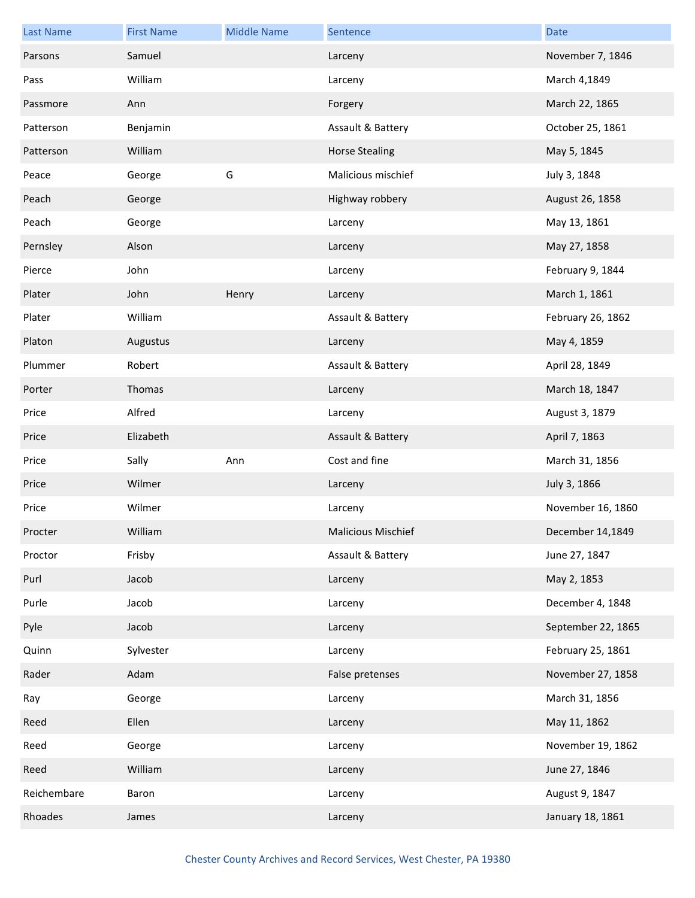| Last Name | First Name | Middle Name | Sentence | Date |
|---|---|---|---|---|
| Parsons | Samuel | | Larceny | November 7, 1846 |
| Pass | William | | Larceny | March 4,1849 |
| Passmore | Ann | | Forgery | March 22, 1865 |
| Patterson | Benjamin | | Assault & Battery | October 25, 1861 |
| Patterson | William | | Horse Stealing | May 5, 1845 |
| Peace | George | G | Malicious mischief | July 3, 1848 |
| Peach | George | | Highway robbery | August 26, 1858 |
| Peach | George | | Larceny | May 13, 1861 |
| Pernsley | Alson | | Larceny | May 27, 1858 |
| Pierce | John | | Larceny | February 9, 1844 |
| Plater | John | Henry | Larceny | March 1, 1861 |
| Plater | William | | Assault & Battery | February 26, 1862 |
| Platon | Augustus | | Larceny | May 4, 1859 |
| Plummer | Robert | | Assault & Battery | April 28, 1849 |
| Porter | Thomas | | Larceny | March 18, 1847 |
| Price | Alfred | | Larceny | August 3, 1879 |
| Price | Elizabeth | | Assault & Battery | April 7, 1863 |
| Price | Sally | Ann | Cost and fine | March 31, 1856 |
| Price | Wilmer | | Larceny | July 3, 1866 |
| Price | Wilmer | | Larceny | November 16, 1860 |
| Procter | William | | Malicious Mischief | December 14,1849 |
| Proctor | Frisby | | Assault & Battery | June 27, 1847 |
| Purl | Jacob | | Larceny | May 2, 1853 |
| Purle | Jacob | | Larceny | December 4, 1848 |
| Pyle | Jacob | | Larceny | September 22, 1865 |
| Quinn | Sylvester | | Larceny | February 25, 1861 |
| Rader | Adam | | False pretenses | November 27, 1858 |
| Ray | George | | Larceny | March 31, 1856 |
| Reed | Ellen | | Larceny | May 11, 1862 |
| Reed | George | | Larceny | November 19, 1862 |
| Reed | William | | Larceny | June 27, 1846 |
| Reichembare | Baron | | Larceny | August 9, 1847 |
| Rhoades | James | | Larceny | January 18, 1861 |

Chester County Archives and Record Services, West Chester, PA 19380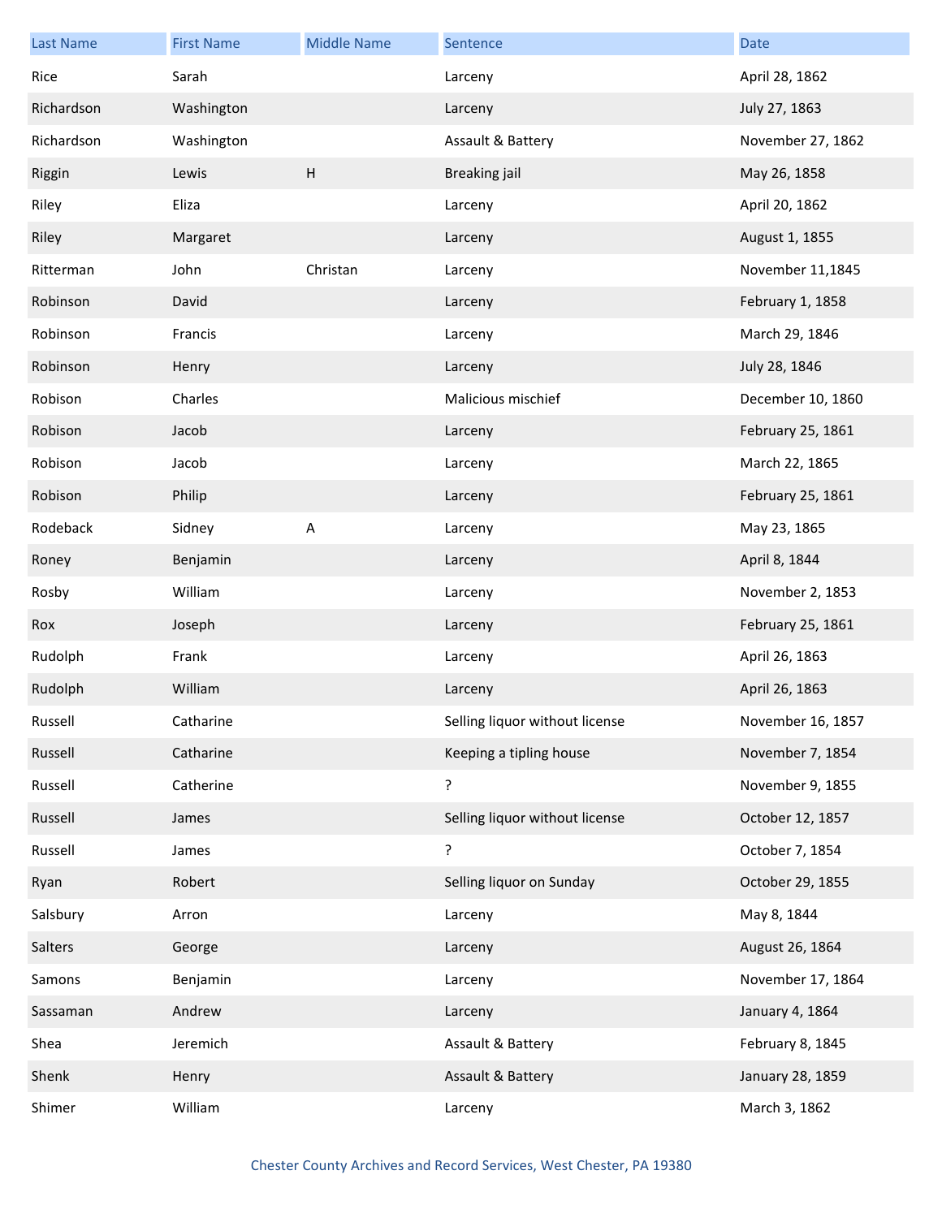| Last Name | First Name | Middle Name | Sentence | Date |
| --- | --- | --- | --- | --- |
| Rice | Sarah | | Larceny | April 28, 1862 |
| Richardson | Washington | | Larceny | July 27, 1863 |
| Richardson | Washington | | Assault & Battery | November 27, 1862 |
| Riggin | Lewis | H | Breaking jail | May 26, 1858 |
| Riley | Eliza | | Larceny | April 20, 1862 |
| Riley | Margaret | | Larceny | August 1, 1855 |
| Ritterman | John | Christan | Larceny | November 11,1845 |
| Robinson | David | | Larceny | February 1, 1858 |
| Robinson | Francis | | Larceny | March 29, 1846 |
| Robinson | Henry | | Larceny | July 28, 1846 |
| Robison | Charles | | Malicious mischief | December 10, 1860 |
| Robison | Jacob | | Larceny | February 25, 1861 |
| Robison | Jacob | | Larceny | March 22, 1865 |
| Robison | Philip | | Larceny | February 25, 1861 |
| Rodeback | Sidney | A | Larceny | May 23, 1865 |
| Roney | Benjamin | | Larceny | April 8, 1844 |
| Rosby | William | | Larceny | November 2, 1853 |
| Rox | Joseph | | Larceny | February 25, 1861 |
| Rudolph | Frank | | Larceny | April 26, 1863 |
| Rudolph | William | | Larceny | April 26, 1863 |
| Russell | Catharine | | Selling liquor without license | November 16, 1857 |
| Russell | Catharine | | Keeping a tipling house | November 7, 1854 |
| Russell | Catherine | | ? | November 9, 1855 |
| Russell | James | | Selling liquor without license | October 12, 1857 |
| Russell | James | | ? | October 7, 1854 |
| Ryan | Robert | | Selling liquor on Sunday | October 29, 1855 |
| Salsbury | Arron | | Larceny | May 8, 1844 |
| Salters | George | | Larceny | August 26, 1864 |
| Samons | Benjamin | | Larceny | November 17, 1864 |
| Sassaman | Andrew | | Larceny | January 4, 1864 |
| Shea | Jeremich | | Assault & Battery | February 8, 1845 |
| Shenk | Henry | | Assault & Battery | January 28, 1859 |
| Shimer | William | | Larceny | March 3, 1862 |

Chester County Archives and Record Services, West Chester, PA 19380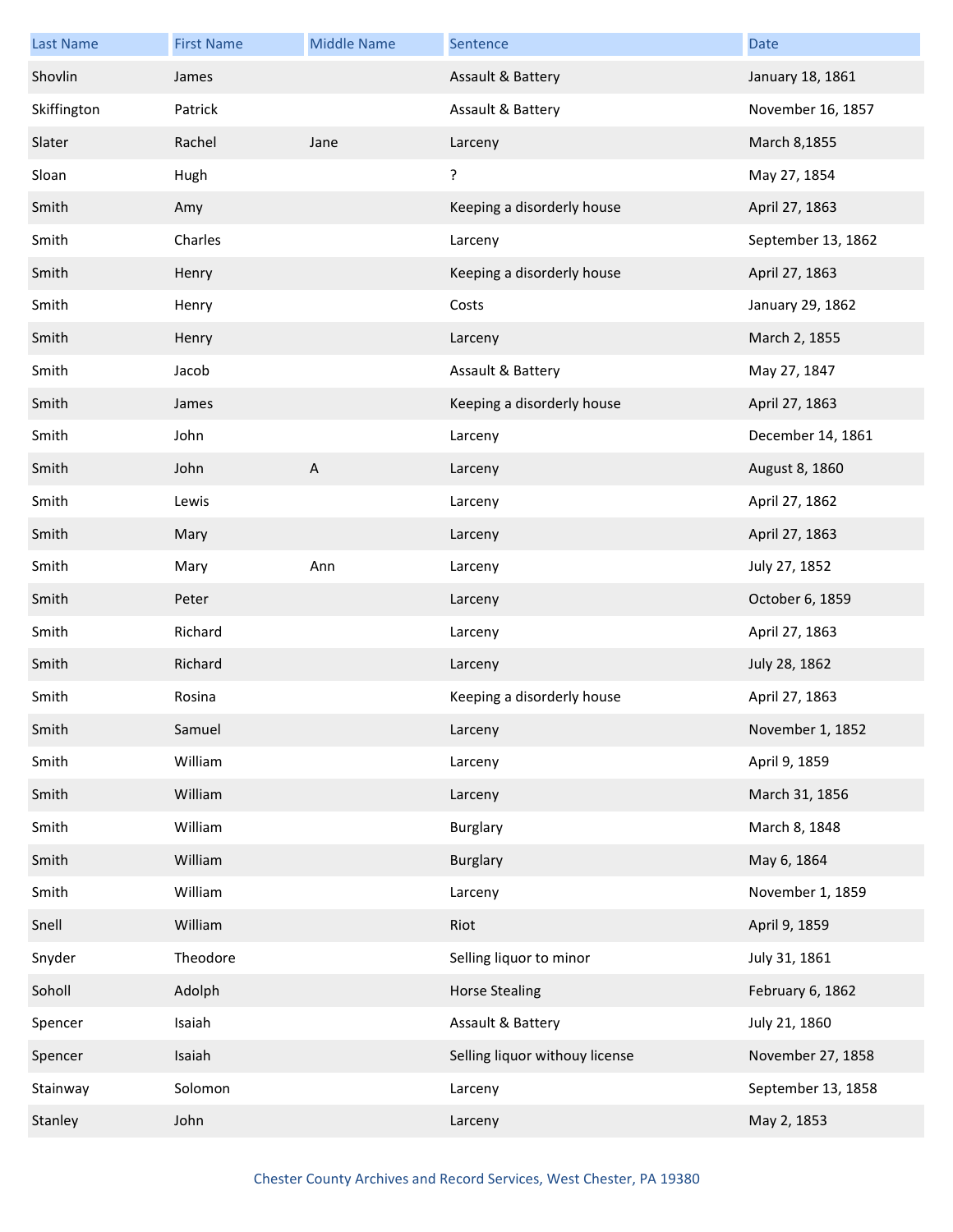| Last Name | First Name | Middle Name | Sentence | Date |
|---|---|---|---|---|
| Shovlin | James | | Assault & Battery | January 18, 1861 |
| Skiffington | Patrick | | Assault & Battery | November 16, 1857 |
| Slater | Rachel | Jane | Larceny | March 8,1855 |
| Sloan | Hugh | | ? | May 27, 1854 |
| Smith | Amy | | Keeping a disorderly house | April 27, 1863 |
| Smith | Charles | | Larceny | September 13, 1862 |
| Smith | Henry | | Keeping a disorderly house | April 27, 1863 |
| Smith | Henry | | Costs | January 29, 1862 |
| Smith | Henry | | Larceny | March 2, 1855 |
| Smith | Jacob | | Assault & Battery | May 27, 1847 |
| Smith | James | | Keeping a disorderly house | April 27, 1863 |
| Smith | John | | Larceny | December 14, 1861 |
| Smith | John | A | Larceny | August 8, 1860 |
| Smith | Lewis | | Larceny | April 27, 1862 |
| Smith | Mary | | Larceny | April 27, 1863 |
| Smith | Mary | Ann | Larceny | July 27, 1852 |
| Smith | Peter | | Larceny | October 6, 1859 |
| Smith | Richard | | Larceny | April 27, 1863 |
| Smith | Richard | | Larceny | July 28, 1862 |
| Smith | Rosina | | Keeping a disorderly house | April 27, 1863 |
| Smith | Samuel | | Larceny | November 1, 1852 |
| Smith | William | | Larceny | April 9, 1859 |
| Smith | William | | Larceny | March 31, 1856 |
| Smith | William | | Burglary | March 8, 1848 |
| Smith | William | | Burglary | May 6, 1864 |
| Smith | William | | Larceny | November 1, 1859 |
| Snell | William | | Riot | April 9, 1859 |
| Snyder | Theodore | | Selling liquor to minor | July 31, 1861 |
| Soholl | Adolph | | Horse Stealing | February 6, 1862 |
| Spencer | Isaiah | | Assault & Battery | July 21, 1860 |
| Spencer | Isaiah | | Selling liquor withouy license | November 27, 1858 |
| Stainway | Solomon | | Larceny | September 13, 1858 |
| Stanley | John | | Larceny | May 2, 1853 |

Chester County Archives and Record Services, West Chester, PA 19380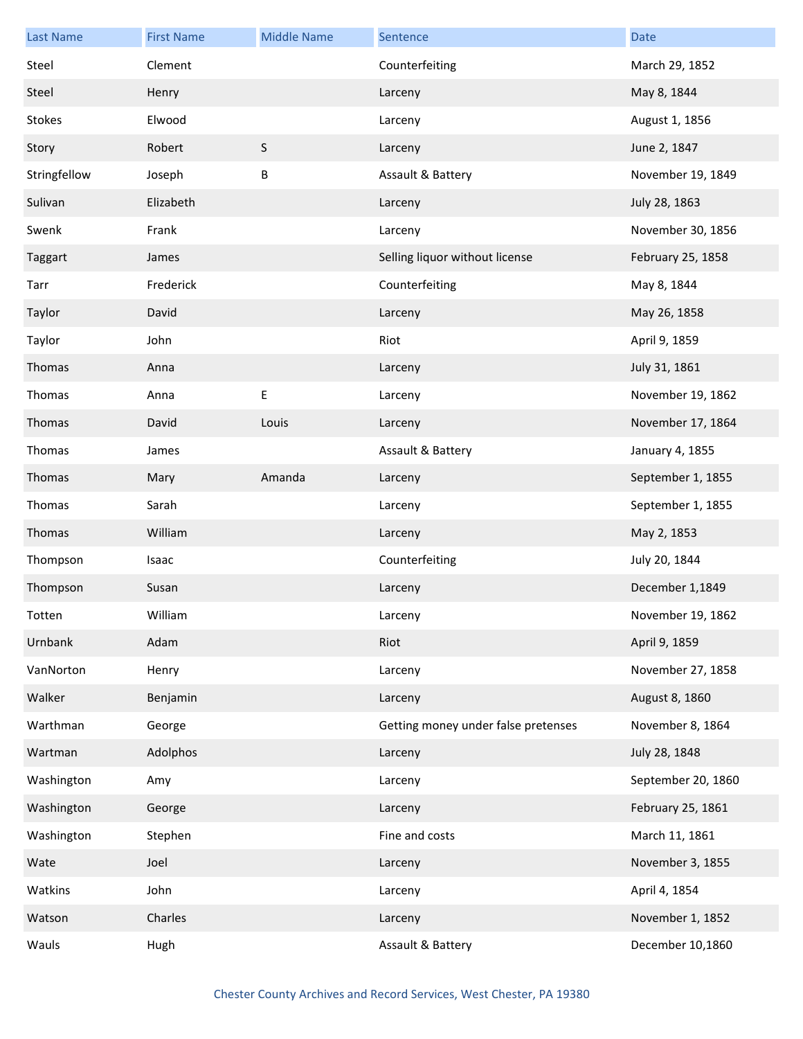| Last Name | First Name | Middle Name | Sentence | Date |
| --- | --- | --- | --- | --- |
| Steel | Clement | | Counterfeiting | March 29, 1852 |
| Steel | Henry | | Larceny | May 8, 1844 |
| Stokes | Elwood | | Larceny | August 1, 1856 |
| Story | Robert | S | Larceny | June 2, 1847 |
| Stringfellow | Joseph | B | Assault & Battery | November 19, 1849 |
| Sulivan | Elizabeth | | Larceny | July 28, 1863 |
| Swenk | Frank | | Larceny | November 30, 1856 |
| Taggart | James | | Selling liquor without license | February 25, 1858 |
| Tarr | Frederick | | Counterfeiting | May 8, 1844 |
| Taylor | David | | Larceny | May 26, 1858 |
| Taylor | John | | Riot | April 9, 1859 |
| Thomas | Anna | | Larceny | July 31, 1861 |
| Thomas | Anna | E | Larceny | November 19, 1862 |
| Thomas | David | Louis | Larceny | November 17, 1864 |
| Thomas | James | | Assault & Battery | January 4, 1855 |
| Thomas | Mary | Amanda | Larceny | September 1, 1855 |
| Thomas | Sarah | | Larceny | September 1, 1855 |
| Thomas | William | | Larceny | May 2, 1853 |
| Thompson | Isaac | | Counterfeiting | July 20, 1844 |
| Thompson | Susan | | Larceny | December 1,1849 |
| Totten | William | | Larceny | November 19, 1862 |
| Urnbank | Adam | | Riot | April 9, 1859 |
| VanNorton | Henry | | Larceny | November 27, 1858 |
| Walker | Benjamin | | Larceny | August 8, 1860 |
| Warthman | George | | Getting money under false pretenses | November 8, 1864 |
| Wartman | Adolphos | | Larceny | July 28, 1848 |
| Washington | Amy | | Larceny | September 20, 1860 |
| Washington | George | | Larceny | February 25, 1861 |
| Washington | Stephen | | Fine and costs | March 11, 1861 |
| Wate | Joel | | Larceny | November 3, 1855 |
| Watkins | John | | Larceny | April 4, 1854 |
| Watson | Charles | | Larceny | November 1, 1852 |
| Wauls | Hugh | | Assault & Battery | December 10,1860 |

Chester County Archives and Record Services, West Chester, PA 19380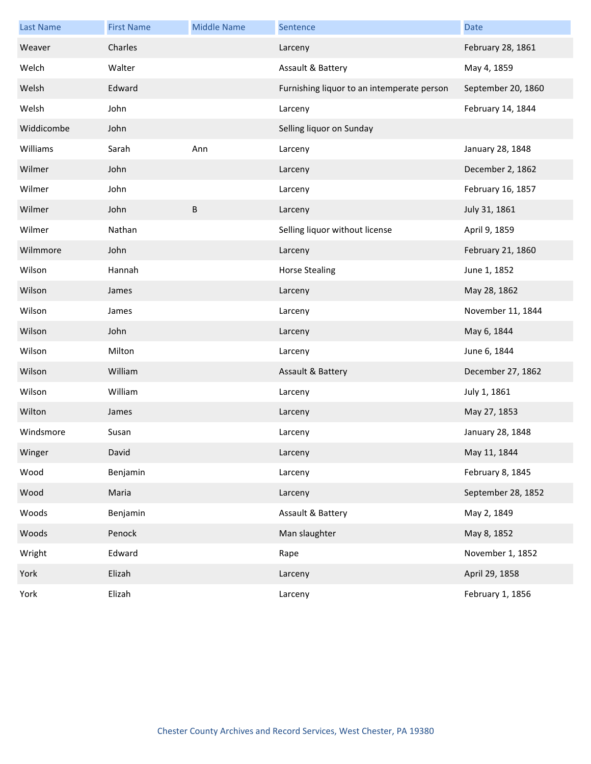| Last Name | First Name | Middle Name | Sentence | Date |
| --- | --- | --- | --- | --- |
| Weaver | Charles | | Larceny | February 28, 1861 |
| Welch | Walter | | Assault & Battery | May 4, 1859 |
| Welsh | Edward | | Furnishing liquor to an intemperate person | September 20, 1860 |
| Welsh | John | | Larceny | February 14, 1844 |
| Widdicombe | John | | Selling liquor on Sunday | |
| Williams | Sarah | Ann | Larceny | January 28, 1848 |
| Wilmer | John | | Larceny | December 2, 1862 |
| Wilmer | John | | Larceny | February 16, 1857 |
| Wilmer | John | B | Larceny | July 31, 1861 |
| Wilmer | Nathan | | Selling liquor without license | April 9, 1859 |
| Wilmmore | John | | Larceny | February 21, 1860 |
| Wilson | Hannah | | Horse Stealing | June 1, 1852 |
| Wilson | James | | Larceny | May 28, 1862 |
| Wilson | James | | Larceny | November 11, 1844 |
| Wilson | John | | Larceny | May 6, 1844 |
| Wilson | Milton | | Larceny | June 6, 1844 |
| Wilson | William | | Assault & Battery | December 27, 1862 |
| Wilson | William | | Larceny | July 1, 1861 |
| Wilton | James | | Larceny | May 27, 1853 |
| Windsmore | Susan | | Larceny | January 28, 1848 |
| Winger | David | | Larceny | May 11, 1844 |
| Wood | Benjamin | | Larceny | February 8, 1845 |
| Wood | Maria | | Larceny | September 28, 1852 |
| Woods | Benjamin | | Assault & Battery | May 2, 1849 |
| Woods | Penock | | Man slaughter | May 8, 1852 |
| Wright | Edward | | Rape | November 1, 1852 |
| York | Elizah | | Larceny | April 29, 1858 |
| York | Elizah | | Larceny | February 1, 1856 |

Chester County Archives and Record Services, West Chester, PA 19380